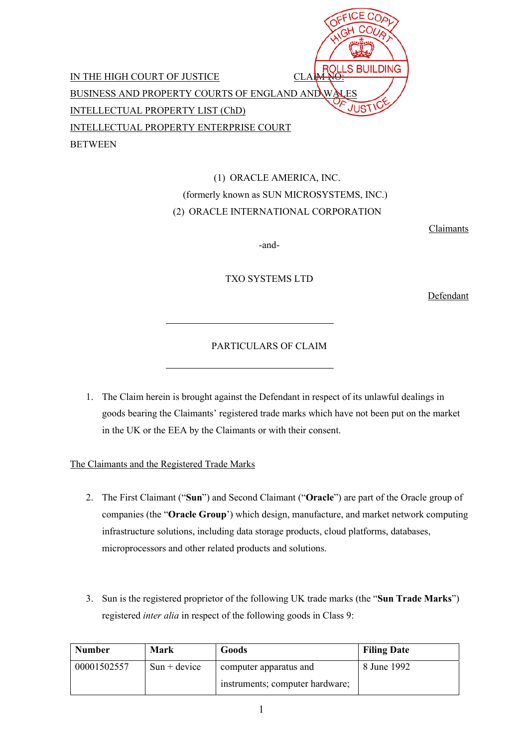IN THE HIGH COURT OF JUSTICE CLAIM NO:
BUSINESS AND PROPERTY COURTS OF ENGLAND AND WALES
INTELLECTUAL PROPERTY LIST (ChD)
INTELLECTUAL PROPERTY ENTERPRISE COURT
BETWEEN

(1) ORACLE AMERICA, INC.
(formerly known as SUN MICROSYSTEMS, INC.)
(2) ORACLE INTERNATIONAL CORPORATION

Claimants

-and-

TXO SYSTEMS LTD

Defendant

---

PARTICULARS OF CLAIM

---

1. The Claim herein is brought against the Defendant in respect of its unlawful dealings in goods bearing the Claimants' registered trade marks which have not been put on the market in the UK or the EEA by the Claimants or with their consent.

## The Claimants and the Registered Trade Marks

2. The First Claimant ("**Sun**") and Second Claimant ("**Oracle**") are part of the Oracle group of companies (the "**Oracle Group**') which design, manufacture, and market network computing infrastructure solutions, including data storage products, cloud platforms, databases, microprocessors and other related products and solutions.

3. Sun is the registered proprietor of the following UK trade marks (the "**Sun Trade Marks**") registered *inter alia* in respect of the following goods in Class 9:

| Number | Mark | Goods | Filing Date |
|---|---|---|---|
| 00001502557 | Sun + device | computer apparatus and instruments; computer hardware; | 8 June 1992 |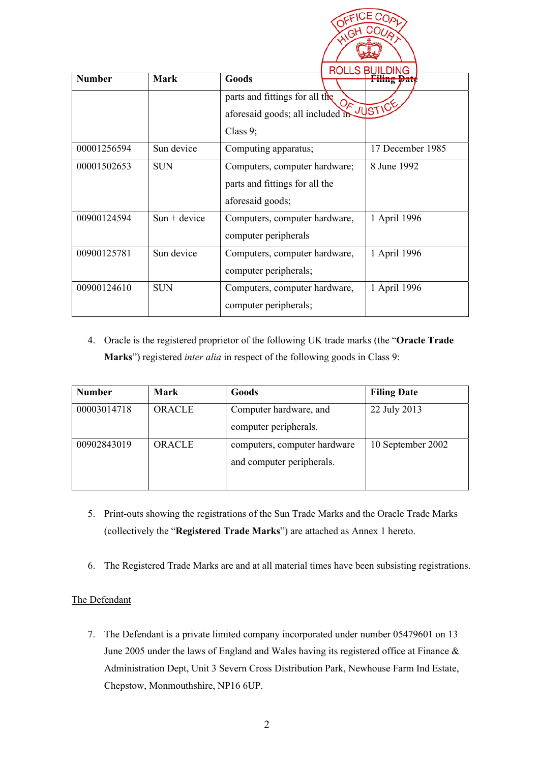| Number | Mark | Goods | Filing Date |
| --- | --- | --- | --- |
| | | parts and fittings for all the aforesaid goods; all included in Class 9; | |
| 00001256594 | Sun device | Computing apparatus; | 17 December 1985 |
| 00001502653 | SUN | Computers, computer hardware; parts and fittings for all the aforesaid goods; | 8 June 1992 |
| 00900124594 | Sun + device | Computers, computer hardware, computer peripherals | 1 April 1996 |
| 00900125781 | Sun device | Computers, computer hardware, computer peripherals; | 1 April 1996 |
| 00900124610 | SUN | Computers, computer hardware, computer peripherals; | 1 April 1996 |

4. Oracle is the registered proprietor of the following UK trade marks (the "**Oracle Trade Marks**") registered *inter alia* in respect of the following goods in Class 9:

| Number | Mark | Goods | Filing Date |
| --- | --- | --- | --- |
| 00003014718 | ORACLE | Computer hardware, and computer peripherals. | 22 July 2013 |
| 00902843019 | ORACLE | computers, computer hardware and computer peripherals. | 10 September 2002 |

5. Print-outs showing the registrations of the Sun Trade Marks and the Oracle Trade Marks (collectively the "**Registered Trade Marks**") are attached as Annex 1 hereto.

6. The Registered Trade Marks are and at all material times have been subsisting registrations.

The Defendant

7. The Defendant is a private limited company incorporated under number 05479601 on 13 June 2005 under the laws of England and Wales having its registered office at Finance & Administration Dept, Unit 3 Severn Cross Distribution Park, Newhouse Farm Ind Estate, Chepstow, Monmouthshire, NP16 6UP.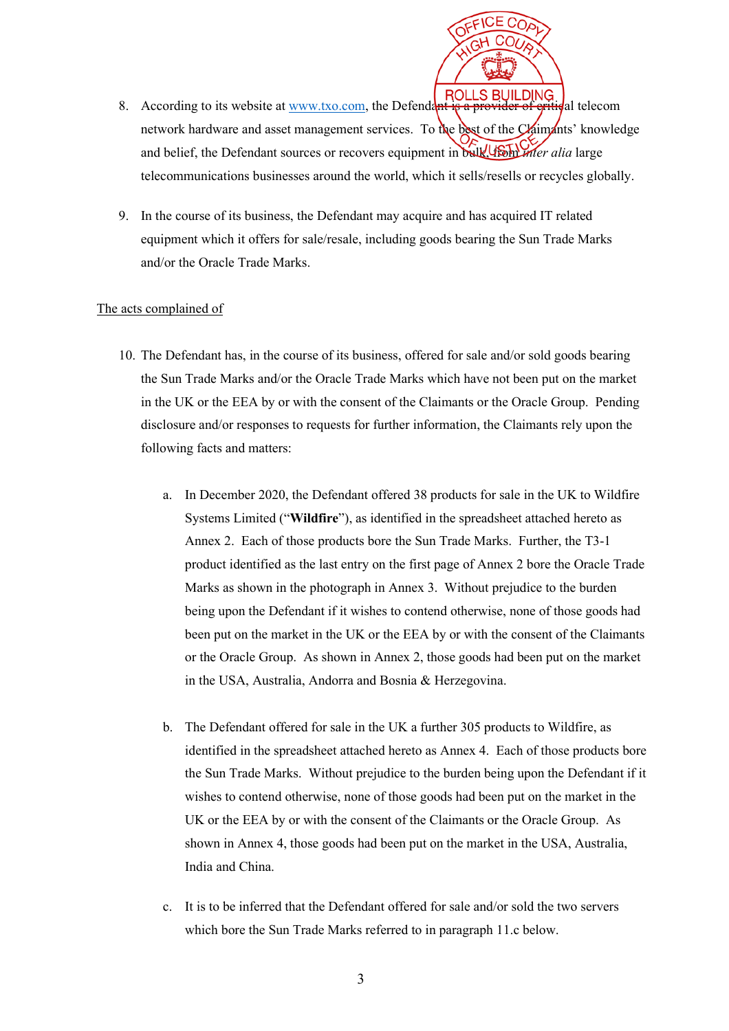8. According to its website at www.txo.com, the Defendant is a provider of critical telecom network hardware and asset management services. To the best of the Claimants' knowledge and belief, the Defendant sources or recovers equipment in bulk, from *inter alia* large telecommunications businesses around the world, which it sells/resells or recycles globally.

9. In the course of its business, the Defendant may acquire and has acquired IT related equipment which it offers for sale/resale, including goods bearing the Sun Trade Marks and/or the Oracle Trade Marks.

<u>The acts complained of</u>

10. The Defendant has, in the course of its business, offered for sale and/or sold goods bearing the Sun Trade Marks and/or the Oracle Trade Marks which have not been put on the market in the UK or the EEA by or with the consent of the Claimants or the Oracle Group. Pending disclosure and/or responses to requests for further information, the Claimants rely upon the following facts and matters:

    a. In December 2020, the Defendant offered 38 products for sale in the UK to Wildfire Systems Limited ("**Wildfire**"), as identified in the spreadsheet attached hereto as Annex 2. Each of those products bore the Sun Trade Marks. Further, the T3-1 product identified as the last entry on the first page of Annex 2 bore the Oracle Trade Marks as shown in the photograph in Annex 3. Without prejudice to the burden being upon the Defendant if it wishes to contend otherwise, none of those goods had been put on the market in the UK or the EEA by or with the consent of the Claimants or the Oracle Group. As shown in Annex 2, those goods had been put on the market in the USA, Australia, Andorra and Bosnia & Herzegovina.

    b. The Defendant offered for sale in the UK a further 305 products to Wildfire, as identified in the spreadsheet attached hereto as Annex 4. Each of those products bore the Sun Trade Marks. Without prejudice to the burden being upon the Defendant if it wishes to contend otherwise, none of those goods had been put on the market in the UK or the EEA by or with the consent of the Claimants or the Oracle Group. As shown in Annex 4, those goods had been put on the market in the USA, Australia, India and China.

    c. It is to be inferred that the Defendant offered for sale and/or sold the two servers which bore the Sun Trade Marks referred to in paragraph 11.c below.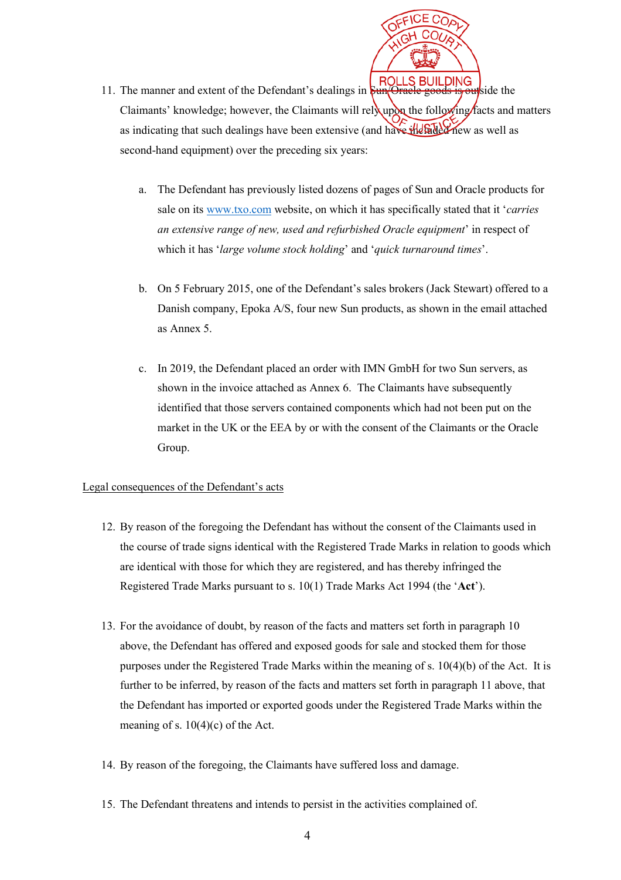11. The manner and extent of the Defendant's dealings in Sun/Oracle goods is outside the Claimants' knowledge; however, the Claimants will rely upon the following facts and matters as indicating that such dealings have been extensive (and have included new as well as second-hand equipment) over the preceding six years:

    a. The Defendant has previously listed dozens of pages of Sun and Oracle products for sale on its www.txo.com website, on which it has specifically stated that it '*carries an extensive range of new, used and refurbished Oracle equipment*' in respect of which it has '*large volume stock holding*' and '*quick turnaround times*'.

    b. On 5 February 2015, one of the Defendant's sales brokers (Jack Stewart) offered to a Danish company, Epoka A/S, four new Sun products, as shown in the email attached as Annex 5.

    c. In 2019, the Defendant placed an order with IMN GmbH for two Sun servers, as shown in the invoice attached as Annex 6. The Claimants have subsequently identified that those servers contained components which had not been put on the market in the UK or the EEA by or with the consent of the Claimants or the Oracle Group.

<u>Legal consequences of the Defendant's acts</u>

12. By reason of the foregoing the Defendant has without the consent of the Claimants used in the course of trade signs identical with the Registered Trade Marks in relation to goods which are identical with those for which they are registered, and has thereby infringed the Registered Trade Marks pursuant to s. 10(1) Trade Marks Act 1994 (the '**Act**').

13. For the avoidance of doubt, by reason of the facts and matters set forth in paragraph 10 above, the Defendant has offered and exposed goods for sale and stocked them for those purposes under the Registered Trade Marks within the meaning of s. 10(4)(b) of the Act. It is further to be inferred, by reason of the facts and matters set forth in paragraph 11 above, that the Defendant has imported or exported goods under the Registered Trade Marks within the meaning of s. 10(4)(c) of the Act.

14. By reason of the foregoing, the Claimants have suffered loss and damage.

15. The Defendant threatens and intends to persist in the activities complained of.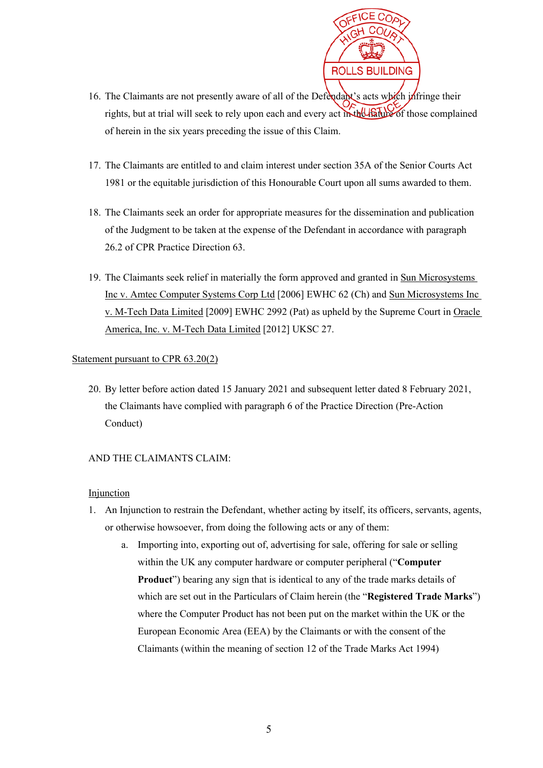16. The Claimants are not presently aware of all of the Defendant's acts which infringe their rights, but at trial will seek to rely upon each and every act in the nature of those complained of herein in the six years preceding the issue of this Claim.

17. The Claimants are entitled to and claim interest under section 35A of the Senior Courts Act 1981 or the equitable jurisdiction of this Honourable Court upon all sums awarded to them.

18. The Claimants seek an order for appropriate measures for the dissemination and publication of the Judgment to be taken at the expense of the Defendant in accordance with paragraph 26.2 of CPR Practice Direction 63.

19. The Claimants seek relief in materially the form approved and granted in Sun Microsystems Inc v. Amtec Computer Systems Corp Ltd [2006] EWHC 62 (Ch) and Sun Microsystems Inc v. M-Tech Data Limited [2009] EWHC 2992 (Pat) as upheld by the Supreme Court in Oracle America, Inc. v. M-Tech Data Limited [2012] UKSC 27.

Statement pursuant to CPR 63.20(2)

20. By letter before action dated 15 January 2021 and subsequent letter dated 8 February 2021, the Claimants have complied with paragraph 6 of the Practice Direction (Pre-Action Conduct)

AND THE CLAIMANTS CLAIM:

Injunction

1. An Injunction to restrain the Defendant, whether acting by itself, its officers, servants, agents, or otherwise howsoever, from doing the following acts or any of them:
   a. Importing into, exporting out of, advertising for sale, offering for sale or selling within the UK any computer hardware or computer peripheral ("**Computer Product**") bearing any sign that is identical to any of the trade marks details of which are set out in the Particulars of Claim herein (the "**Registered Trade Marks**") where the Computer Product has not been put on the market within the UK or the European Economic Area (EEA) by the Claimants or with the consent of the Claimants (within the meaning of section 12 of the Trade Marks Act 1994)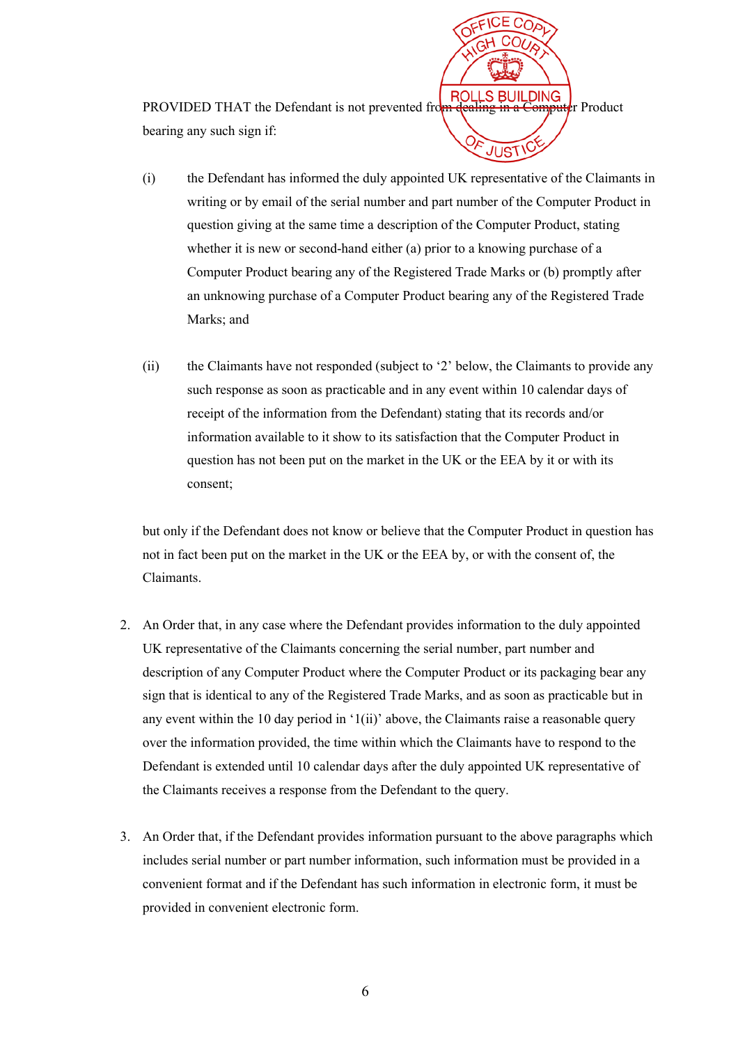PROVIDED THAT the Defendant is not prevented from dealing in a Computer Product bearing any such sign if:

(i) the Defendant has informed the duly appointed UK representative of the Claimants in writing or by email of the serial number and part number of the Computer Product in question giving at the same time a description of the Computer Product, stating whether it is new or second-hand either (a) prior to a knowing purchase of a Computer Product bearing any of the Registered Trade Marks or (b) promptly after an unknowing purchase of a Computer Product bearing any of the Registered Trade Marks; and

(ii) the Claimants have not responded (subject to '2' below, the Claimants to provide any such response as soon as practicable and in any event within 10 calendar days of receipt of the information from the Defendant) stating that its records and/or information available to it show to its satisfaction that the Computer Product in question has not been put on the market in the UK or the EEA by it or with its consent;

but only if the Defendant does not know or believe that the Computer Product in question has not in fact been put on the market in the UK or the EEA by, or with the consent of, the Claimants.

2. An Order that, in any case where the Defendant provides information to the duly appointed UK representative of the Claimants concerning the serial number, part number and description of any Computer Product where the Computer Product or its packaging bear any sign that is identical to any of the Registered Trade Marks, and as soon as practicable but in any event within the 10 day period in '1(ii)' above, the Claimants raise a reasonable query over the information provided, the time within which the Claimants have to respond to the Defendant is extended until 10 calendar days after the duly appointed UK representative of the Claimants receives a response from the Defendant to the query.

3. An Order that, if the Defendant provides information pursuant to the above paragraphs which includes serial number or part number information, such information must be provided in a convenient format and if the Defendant has such information in electronic form, it must be provided in convenient electronic form.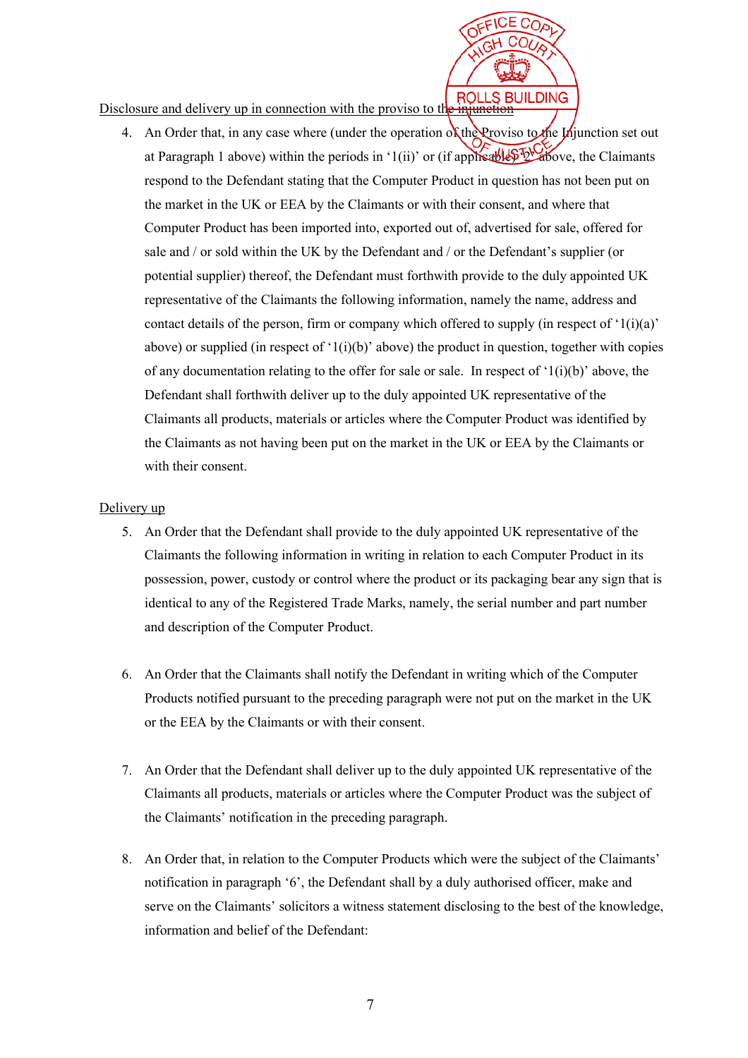<u>Disclosure and delivery up in connection with the proviso to the injunction</u>

4. An Order that, in any case where (under the operation of the Proviso to the Injunction set out at Paragraph 1 above) within the periods in '1(ii)' or (if applicable) '2' above, the Claimants respond to the Defendant stating that the Computer Product in question has not been put on the market in the UK or EEA by the Claimants or with their consent, and where that Computer Product has been imported into, exported out of, advertised for sale, offered for sale and / or sold within the UK by the Defendant and / or the Defendant's supplier (or potential supplier) thereof, the Defendant must forthwith provide to the duly appointed UK representative of the Claimants the following information, namely the name, address and contact details of the person, firm or company which offered to supply (in respect of '1(i)(a)' above) or supplied (in respect of '1(i)(b)' above) the product in question, together with copies of any documentation relating to the offer for sale or sale. In respect of '1(i)(b)' above, the Defendant shall forthwith deliver up to the duly appointed UK representative of the Claimants all products, materials or articles where the Computer Product was identified by the Claimants as not having been put on the market in the UK or EEA by the Claimants or with their consent.

<u>Delivery up</u>

5. An Order that the Defendant shall provide to the duly appointed UK representative of the Claimants the following information in writing in relation to each Computer Product in its possession, power, custody or control where the product or its packaging bear any sign that is identical to any of the Registered Trade Marks, namely, the serial number and part number and description of the Computer Product.

6. An Order that the Claimants shall notify the Defendant in writing which of the Computer Products notified pursuant to the preceding paragraph were not put on the market in the UK or the EEA by the Claimants or with their consent.

7. An Order that the Defendant shall deliver up to the duly appointed UK representative of the Claimants all products, materials or articles where the Computer Product was the subject of the Claimants' notification in the preceding paragraph.

8. An Order that, in relation to the Computer Products which were the subject of the Claimants' notification in paragraph '6', the Defendant shall by a duly authorised officer, make and serve on the Claimants' solicitors a witness statement disclosing to the best of the knowledge, information and belief of the Defendant: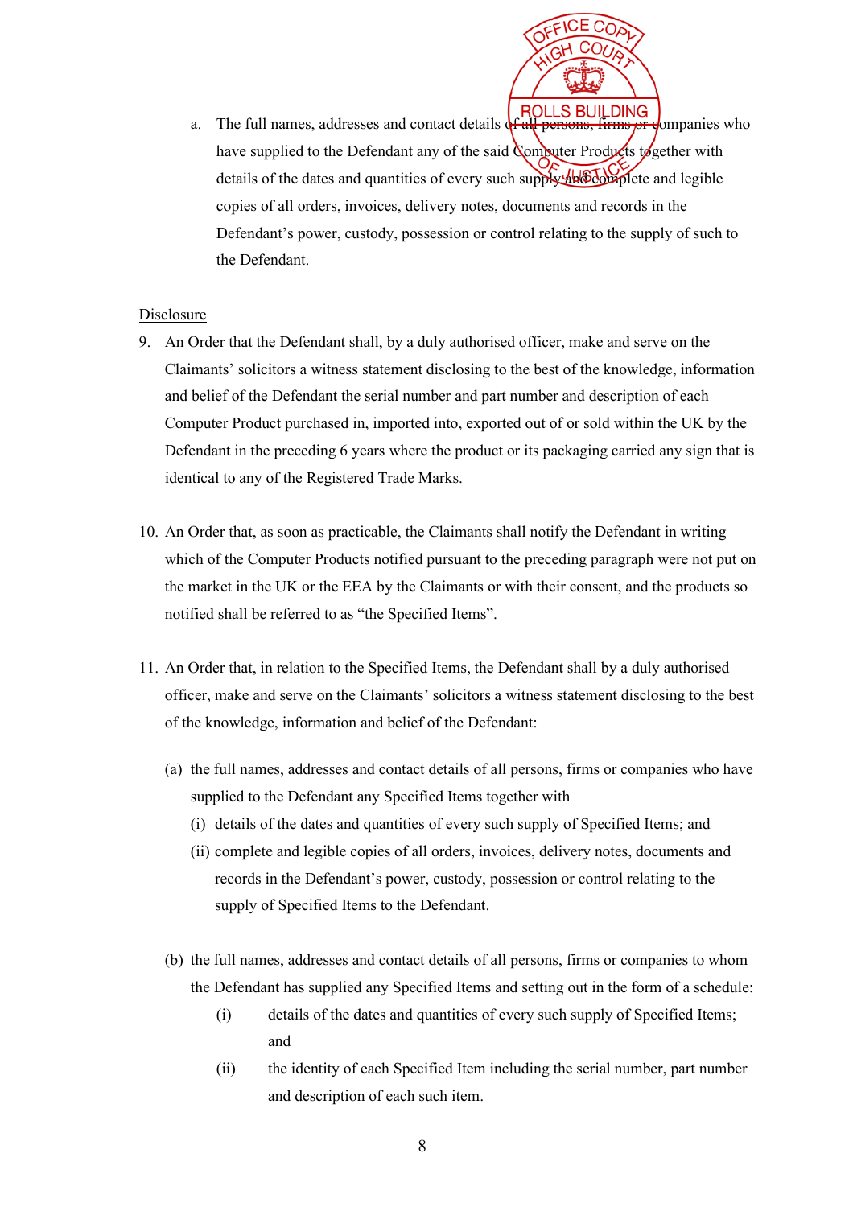a. The full names, addresses and contact details of all persons, firms or companies who have supplied to the Defendant any of the said Computer Products together with details of the dates and quantities of every such supply and complete and legible copies of all orders, invoices, delivery notes, documents and records in the Defendant's power, custody, possession or control relating to the supply of such to the Defendant.

<u>Disclosure</u>

9. An Order that the Defendant shall, by a duly authorised officer, make and serve on the Claimants' solicitors a witness statement disclosing to the best of the knowledge, information and belief of the Defendant the serial number and part number and description of each Computer Product purchased in, imported into, exported out of or sold within the UK by the Defendant in the preceding 6 years where the product or its packaging carried any sign that is identical to any of the Registered Trade Marks.

10. An Order that, as soon as practicable, the Claimants shall notify the Defendant in writing which of the Computer Products notified pursuant to the preceding paragraph were not put on the market in the UK or the EEA by the Claimants or with their consent, and the products so notified shall be referred to as "the Specified Items".

11. An Order that, in relation to the Specified Items, the Defendant shall by a duly authorised officer, make and serve on the Claimants' solicitors a witness statement disclosing to the best of the knowledge, information and belief of the Defendant:

    (a) the full names, addresses and contact details of all persons, firms or companies who have supplied to the Defendant any Specified Items together with
        (i) details of the dates and quantities of every such supply of Specified Items; and
        (ii) complete and legible copies of all orders, invoices, delivery notes, documents and records in the Defendant's power, custody, possession or control relating to the supply of Specified Items to the Defendant.

    (b) the full names, addresses and contact details of all persons, firms or companies to whom the Defendant has supplied any Specified Items and setting out in the form of a schedule:
        (i) details of the dates and quantities of every such supply of Specified Items; and
        (ii) the identity of each Specified Item including the serial number, part number and description of each such item.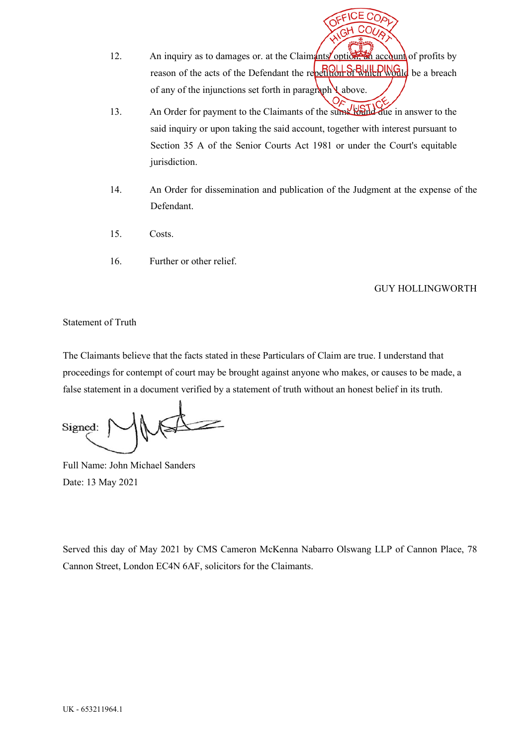12. An inquiry as to damages or. at the Claimants' option, an account of profits by reason of the acts of the Defendant the repetition of which would be a breach of any of the injunctions set forth in paragraph 1 above.

13. An Order for payment to the Claimants of the sums found due in answer to the said inquiry or upon taking the said account, together with interest pursuant to Section 35 A of the Senior Courts Act 1981 or under the Court's equitable jurisdiction.

14. An Order for dissemination and publication of the Judgment at the expense of the Defendant.

15. Costs.

16. Further or other relief.

GUY HOLLINGWORTH

Statement of Truth

The Claimants believe that the facts stated in these Particulars of Claim are true. I understand that proceedings for contempt of court may be brought against anyone who makes, or causes to be made, a false statement in a document verified by a statement of truth without an honest belief in its truth.

Signed:

Full Name: John Michael Sanders
Date: 13 May 2021

Served this day of May 2021 by CMS Cameron McKenna Nabarro Olswang LLP of Cannon Place, 78 Cannon Street, London EC4N 6AF, solicitors for the Claimants.

UK - 653211964.1